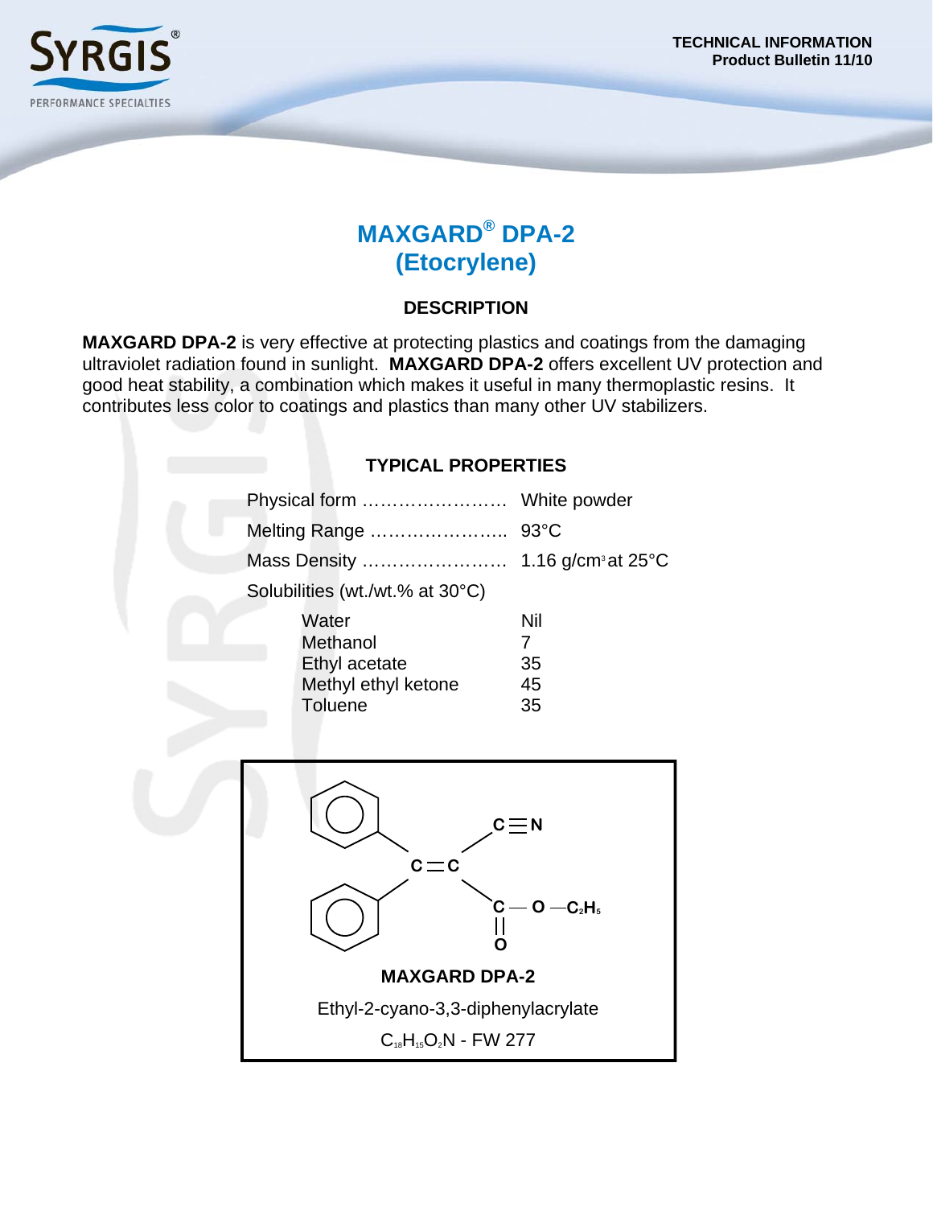# MAXGARD® DPA-2 (Etocrylene)

## DESCRIPTION

**MAXGARD DPA-2** is very effective at protecting plastics and coatings from the damaging ultraviolet radiation found in sunlight. **MAXGARD DPA-2** offers excellent UV protection and good heat stability, a combination which makes it useful in many thermoplastic resins. It contributes less color to coatings and plastics than many other UV stabilizers.

## TYPICAL PROPERTIES

| Property | Value |
|---|---|
| Physical form | White powder |
| Melting Range | 93°C |
| Mass Density | 1.16 g/cm$^3$ at 25°C |
| Solubilities (wt./wt.% at 30°C) | |
| Water | Nil |
| Methanol | 7 |
| Ethyl acetate | 35 |
| Methyl ethyl ketone | 45 |
| Toluene | 35 |

**MAXGARD DPA-2**

Ethyl-2-cyano-3,3-diphenylacrylate

$C_{18}H_{15}O_2N$ - FW 277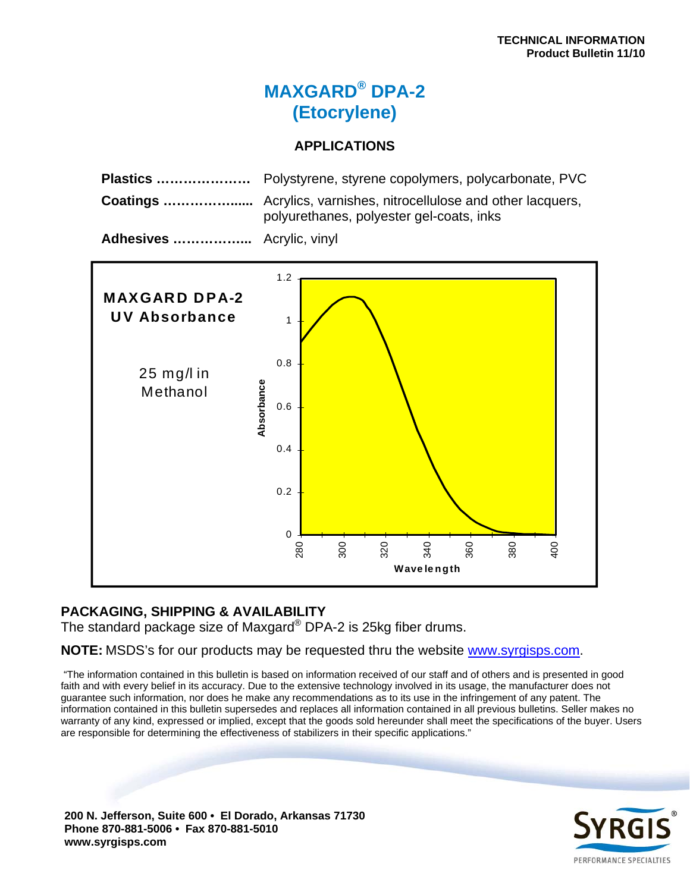**TECHNICAL INFORMATION**
**Product Bulletin 11/10**

# MAXGARD® DPA-2 (Etocrylene)

## APPLICATIONS

| | |
|---|---|
| **Plastics …………………** | Polystyrene, styrene copolymers, polycarbonate, PVC |
| **Coatings ………………....** | Acrylics, varnishes, nitrocellulose and other lacquers, polyurethanes, polyester gel-coats, inks |
| **Adhesives ……………...** | Acrylic, vinyl |

MAXGARD DPA-2
UV Absorbance

25 mg/l in Methanol

Absorbance
1.2
1
0.8
0.6
0.4
0.2
0

280
300
320
340
360
380
400
Wavelength

## PACKAGING, SHIPPING & AVAILABILITY

The standard package size of Maxgard® DPA-2 is 25kg fiber drums.

**NOTE:** MSDS's for our products may be requested thru the website www.syrgisps.com.

"The information contained in this bulletin is based on information received of our staff and of others and is presented in good faith and with every belief in its accuracy. Due to the extensive technology involved in its usage, the manufacturer does not guarantee such information, nor does he make any recommendations as to its use in the infringement of any patent. The information contained in this bulletin supersedes and replaces all information contained in all previous bulletins. Seller makes no warranty of any kind, expressed or implied, except that the goods sold hereunder shall meet the specifications of the buyer. Users are responsible for determining the effectiveness of stabilizers in their specific applications."

**200 N. Jefferson, Suite 600 • El Dorado, Arkansas 71730**
**Phone 870-881-5006 • Fax 870-881-5010**
**www.syrgisps.com**

SYRGIS®
PERFORMANCE SPECIALTIES